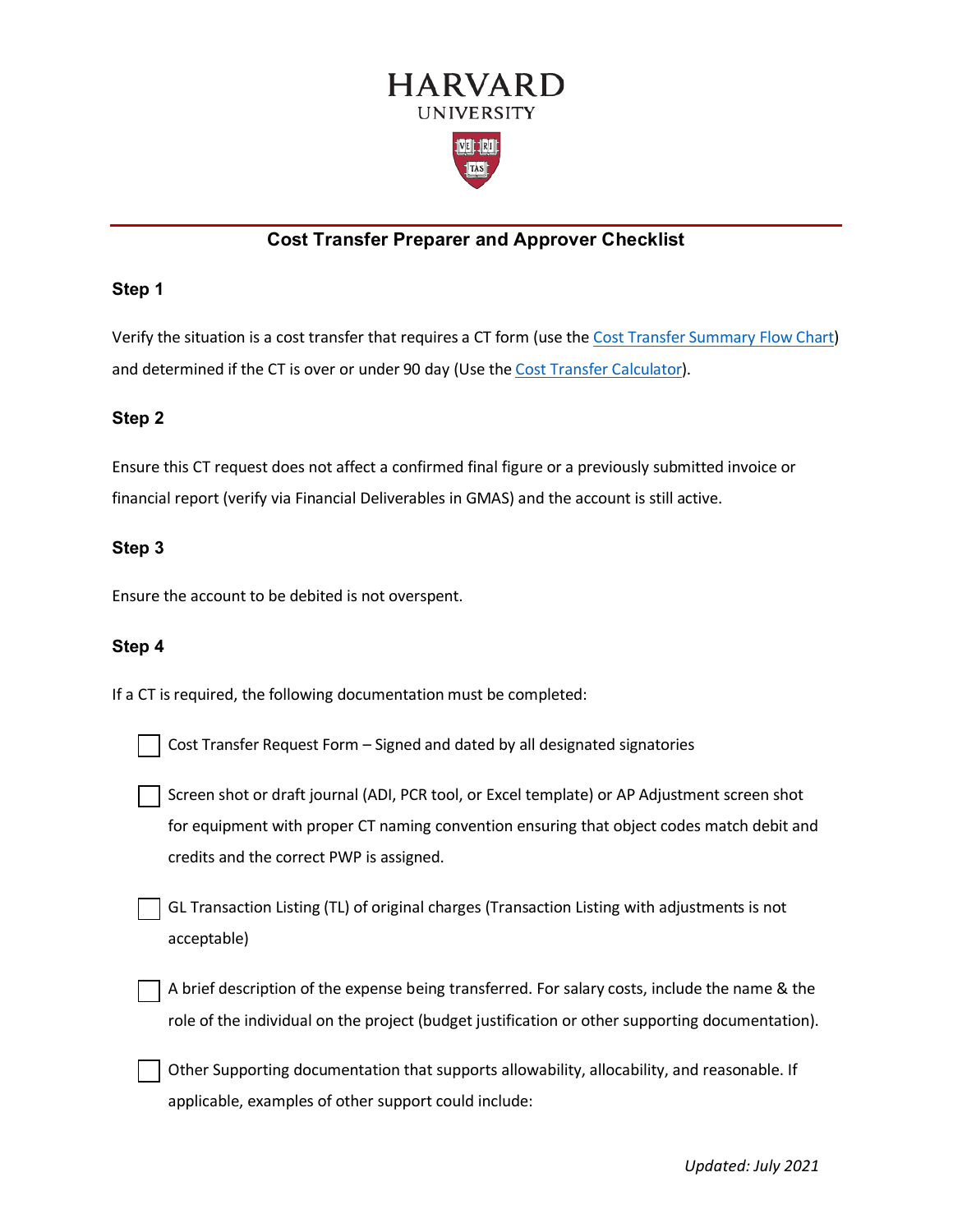# HARVARD
UNIVERSITY

## Cost Transfer Preparer and Approver Checklist

### Step 1

Verify the situation is a cost transfer that requires a CT form (use the Cost Transfer Summary Flow Chart) and determined if the CT is over or under 90 day (Use the Cost Transfer Calculator).

### Step 2

Ensure this CT request does not affect a confirmed final figure or a previously submitted invoice or financial report (verify via Financial Deliverables in GMAS) and the account is still active.

### Step 3

Ensure the account to be debited is not overspent.

### Step 4

If a CT is required, the following documentation must be completed:

- [ ] Cost Transfer Request Form – Signed and dated by all designated signatories
- [ ] Screen shot or draft journal (ADI, PCR tool, or Excel template) or AP Adjustment screen shot for equipment with proper CT naming convention ensuring that object codes match debit and credits and the correct PWP is assigned.
- [ ] GL Transaction Listing (TL) of original charges (Transaction Listing with adjustments is not acceptable)
- [ ] A brief description of the expense being transferred. For salary costs, include the name & the role of the individual on the project (budget justification or other supporting documentation).
- [ ] Other Supporting documentation that supports allowability, allocability, and reasonable. If applicable, examples of other support could include:

*Updated: July 2021*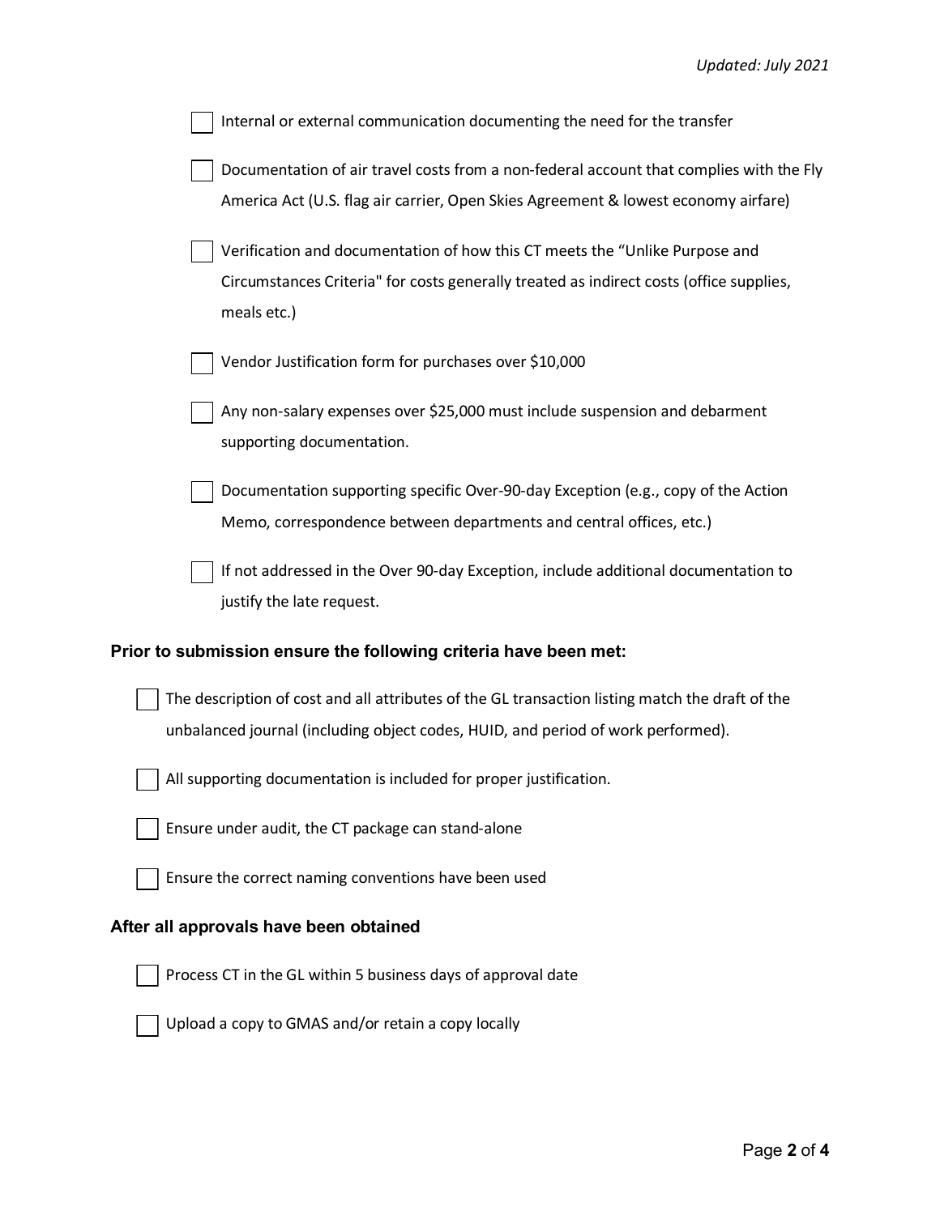- [ ] Internal or external communication documenting the need for the transfer
- [ ] Documentation of air travel costs from a non-federal account that complies with the Fly America Act (U.S. flag air carrier, Open Skies Agreement & lowest economy airfare)
- [ ] Verification and documentation of how this CT meets the "Unlike Purpose and Circumstances Criteria" for costs generally treated as indirect costs (office supplies, meals etc.)
- [ ] Vendor Justification form for purchases over $10,000
- [ ] Any non-salary expenses over $25,000 must include suspension and debarment supporting documentation.
- [ ] Documentation supporting specific Over-90-day Exception (e.g., copy of the Action Memo, correspondence between departments and central offices, etc.)
- [ ] If not addressed in the Over 90-day Exception, include additional documentation to justify the late request.

### Prior to submission ensure the following criteria have been met:

- [ ] The description of cost and all attributes of the GL transaction listing match the draft of the unbalanced journal (including object codes, HUID, and period of work performed).
- [ ] All supporting documentation is included for proper justification.
- [ ] Ensure under audit, the CT package can stand-alone
- [ ] Ensure the correct naming conventions have been used

### After all approvals have been obtained

- [ ] Process CT in the GL within 5 business days of approval date
- [ ] Upload a copy to GMAS and/or retain a copy locally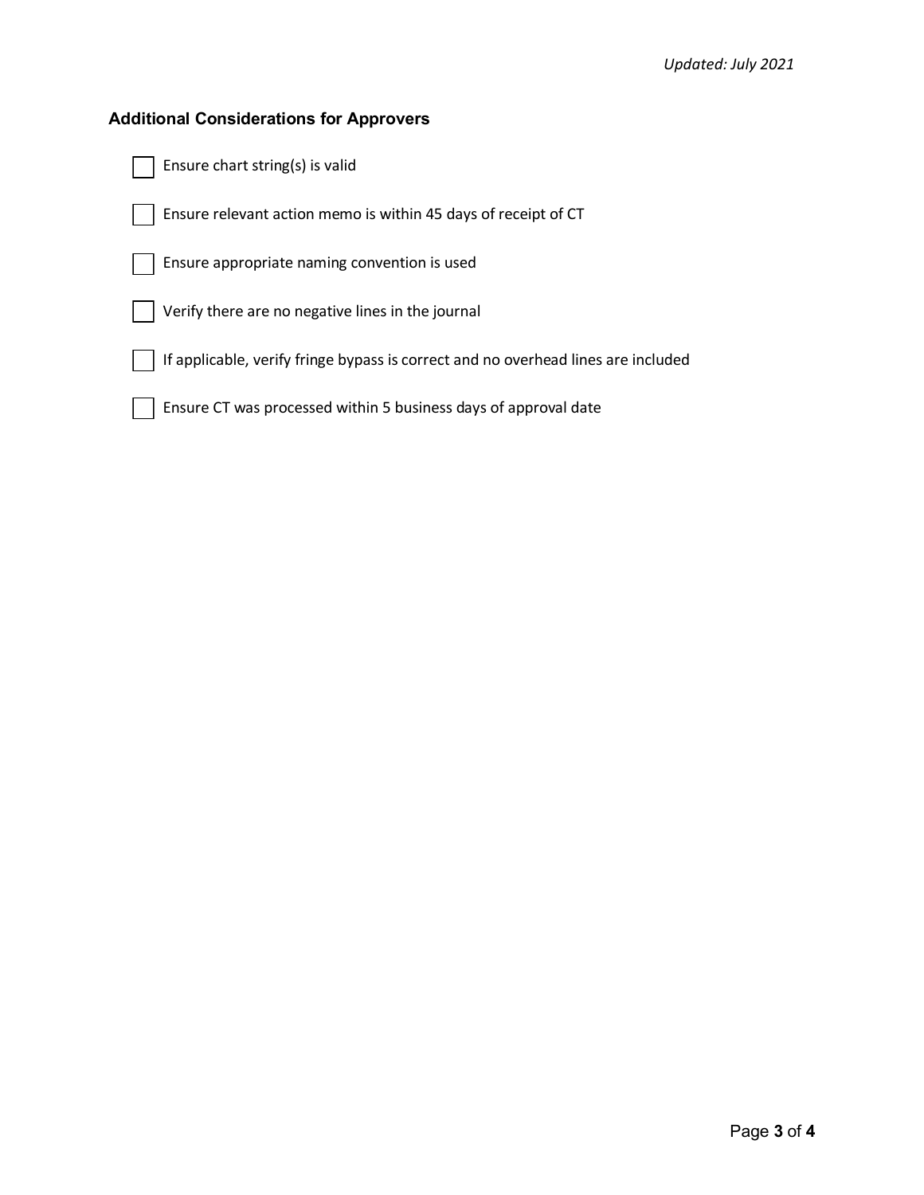### Additional Considerations for Approvers

- [ ] Ensure chart string(s) is valid
- [ ] Ensure relevant action memo is within 45 days of receipt of CT
- [ ] Ensure appropriate naming convention is used
- [ ] Verify there are no negative lines in the journal
- [ ] If applicable, verify fringe bypass is correct and no overhead lines are included
- [ ] Ensure CT was processed within 5 business days of approval date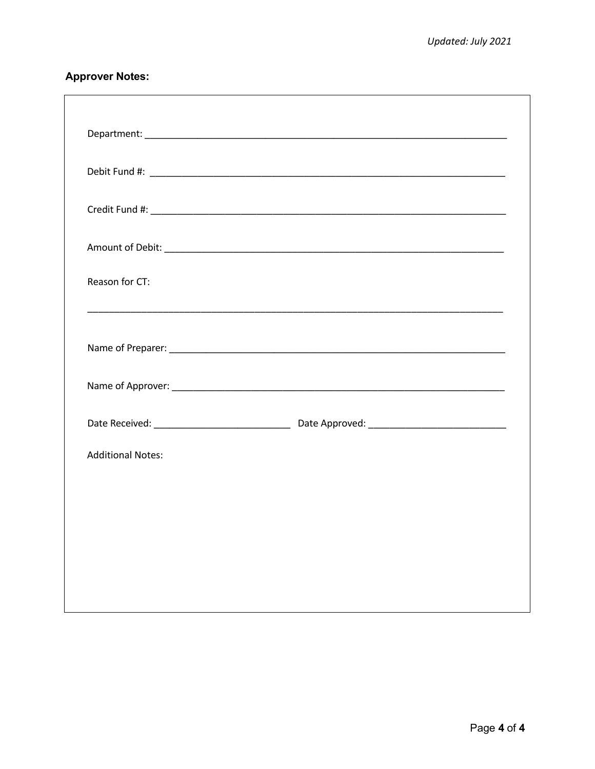## Approver Notes:

Department: ______________________________________________________________________

Debit Fund #: ____________________________________________________________________

Credit Fund #: ___________________________________________________________________

Amount of Debit: _________________________________________________________________

Reason for CT:

_________________________________________________________________________________

Name of Preparer: ________________________________________________________________

Name of Approver: _______________________________________________________________

Date Received: __________________________ Date Approved: __________________________

Additional Notes: